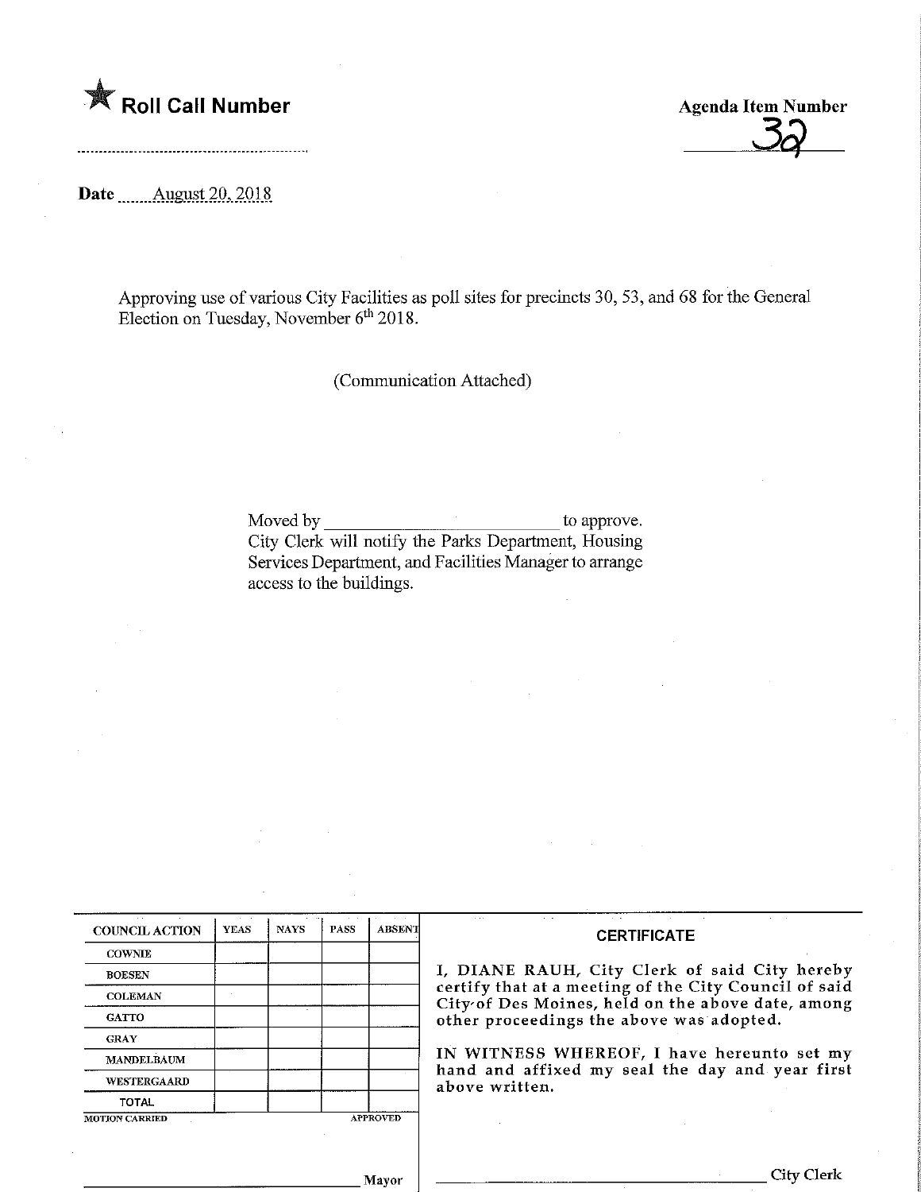★ **Roll Call Number**

**Agenda Item Number**

32

**Date** August 20, 2018

Approving use of various City Facilities as poll sites for precincts 30, 53, and 68 for the General Election on Tuesday, November 6th 2018.

(Communication Attached)

Moved by ______________________ to approve. City Clerk will notify the Parks Department, Housing Services Department, and Facilities Manager to arrange access to the buildings.

| COUNCIL ACTION | YEAS | NAYS | PASS | ABSENT |
|---|---|---|---|---|
| COWNIE | | | | |
| BOESEN | | | | |
| COLEMAN | | | | |
| GATTO | | | | |
| GRAY | | | | |
| MANDELBAUM | | | | |
| WESTERGAARD | | | | |
| TOTAL | | | | |

MOTION CARRIED APPROVED

______________________ Mayor

**CERTIFICATE**

I, DIANE RAUH, City Clerk of said City hereby certify that at a meeting of the City Council of said City of Des Moines, held on the above date, among other proceedings the above was adopted.

IN WITNESS WHEREOF, I have hereunto set my hand and affixed my seal the day and year first above written.

______________________ City Clerk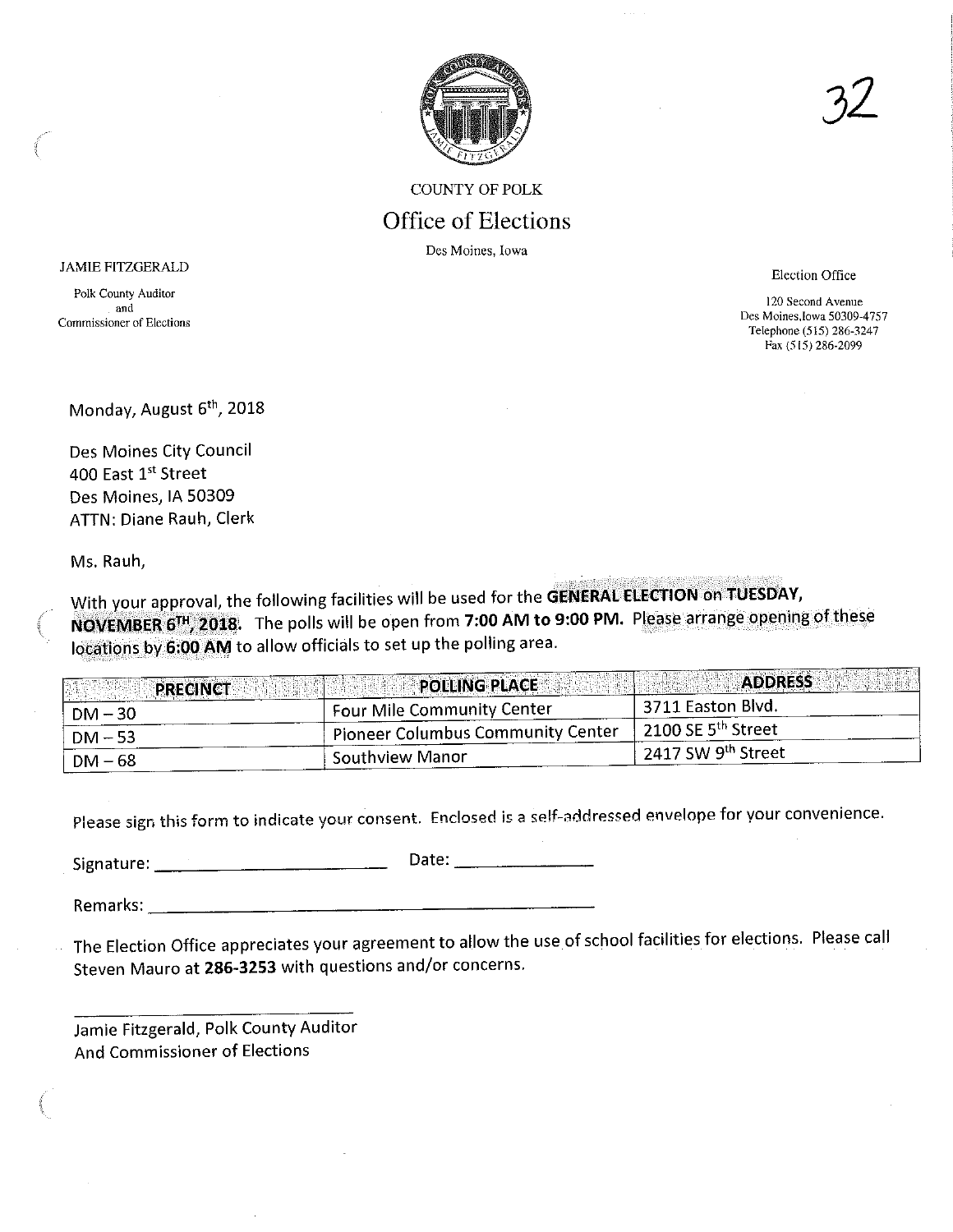COUNTY OF POLK

# Office of Elections

Des Moines, Iowa

JAMIE FITZGERALD

Polk County Auditor
and
Commissioner of Elections

Election Office

120 Second Avenue
Des Moines,Iowa 50309-4757
Telephone (515) 286-3247
Fax (515) 286-2099

32

Monday, August 6th, 2018

Des Moines City Council
400 East 1st Street
Des Moines, IA 50309
ATTN: Diane Rauh, Clerk

Ms. Rauh,

With your approval, the following facilities will be used for the **GENERAL ELECTION** on **TUESDAY, NOVEMBER 6TH, 2018**. The polls will be open from **7:00 AM to 9:00 PM.** Please arrange opening of these locations by **6:00 AM** to allow officials to set up the polling area.

| PRECINCT | POLLING PLACE | ADDRESS |
|---|---|---|
| DM – 30 | Four Mile Community Center | 3711 Easton Blvd. |
| DM – 53 | Pioneer Columbus Community Center | 2100 SE 5th Street |
| DM – 68 | Southview Manor | 2417 SW 9th Street |

Please sign this form to indicate your consent. Enclosed is a self-addressed envelope for your convenience.

Signature: ______________________ Date: ______________

Remarks: ________________________________________

The Election Office appreciates your agreement to allow the use of school facilities for elections. Please call Steven Mauro at **286-3253** with questions and/or concerns.

______________________________
Jamie Fitzgerald, Polk County Auditor
And Commissioner of Elections